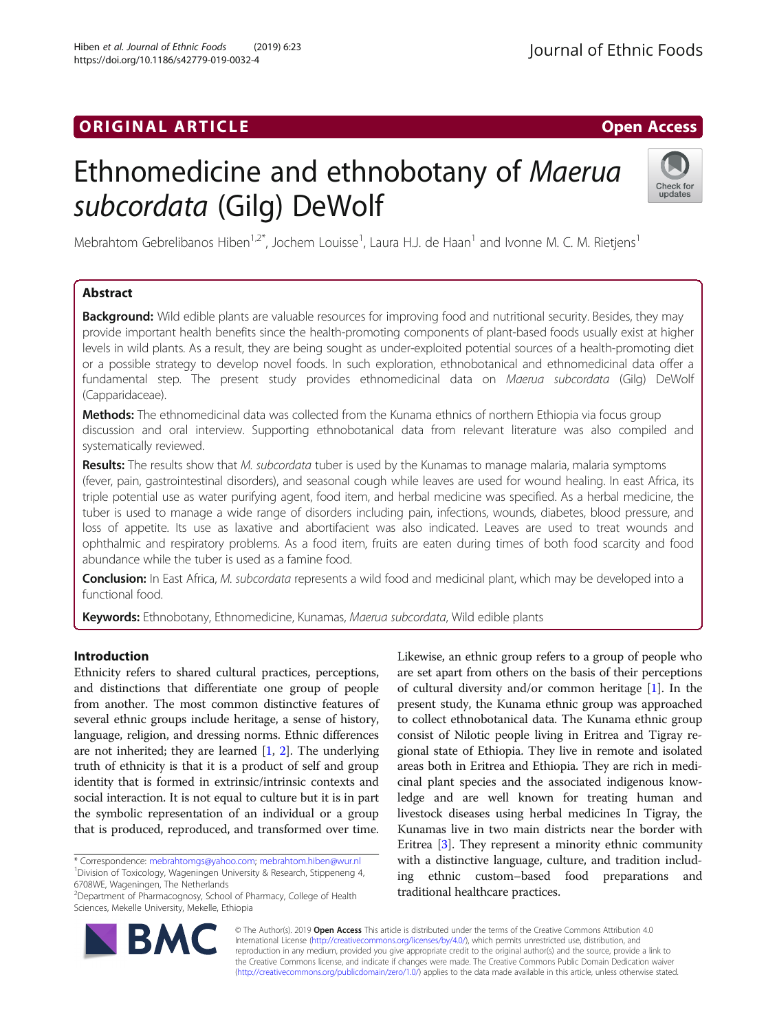ORIGINAL ARTICLE

Open Access

# Ethnomedicine and ethnobotany of *Maerua subcordata* (Gilg) DeWolf

Mebrahtom Gebrelibanos Hiben[1,2*], Jochem Louisse[1], Laura H.J. de Haan[1] and Ivonne M. C. M. Rietjens[1]

## Abstract

**Background:** Wild edible plants are valuable resources for improving food and nutritional security. Besides, they may provide important health benefits since the health-promoting components of plant-based foods usually exist at higher levels in wild plants. As a result, they are being sought as under-exploited potential sources of a health-promoting diet or a possible strategy to develop novel foods. In such exploration, ethnobotanical and ethnomedicinal data offer a fundamental step. The present study provides ethnomedicinal data on *Maerua subcordata* (Gilg) DeWolf (Capparidaceae).

**Methods:** The ethnomedicinal data was collected from the Kunama ethnics of northern Ethiopia via focus group discussion and oral interview. Supporting ethnobotanical data from relevant literature was also compiled and systematically reviewed.

**Results:** The results show that *M. subcordata* tuber is used by the Kunamas to manage malaria, malaria symptoms (fever, pain, gastrointestinal disorders), and seasonal cough while leaves are used for wound healing. In east Africa, its triple potential use as water purifying agent, food item, and herbal medicine was specified. As a herbal medicine, the tuber is used to manage a wide range of disorders including pain, infections, wounds, diabetes, blood pressure, and loss of appetite. Its use as laxative and abortifacient was also indicated. Leaves are used to treat wounds and ophthalmic and respiratory problems. As a food item, fruits are eaten during times of both food scarcity and food abundance while the tuber is used as a famine food.

**Conclusion:** In East Africa, *M. subcordata* represents a wild food and medicinal plant, which may be developed into a functional food.

**Keywords:** Ethnobotany, Ethnomedicine, Kunamas, *Maerua subcordata*, Wild edible plants

## Introduction

Ethnicity refers to shared cultural practices, perceptions, and distinctions that differentiate one group of people from another. The most common distinctive features of several ethnic groups include heritage, a sense of history, language, religion, and dressing norms. Ethnic differences are not inherited; they are learned [1, 2]. The underlying truth of ethnicity is that it is a product of self and group identity that is formed in extrinsic/intrinsic contexts and social interaction. It is not equal to culture but it is in part the symbolic representation of an individual or a group that is produced, reproduced, and transformed over time. Likewise, an ethnic group refers to a group of people who are set apart from others on the basis of their perceptions of cultural diversity and/or common heritage [1]. In the present study, the Kunama ethnic group was approached to collect ethnobotanical data. The Kunama ethnic group consist of Nilotic people living in Eritrea and Tigray regional state of Ethiopia. They live in remote and isolated areas both in Eritrea and Ethiopia. They are rich in medicinal plant species and the associated indigenous knowledge and are well known for treating human and livestock diseases using herbal medicines In Tigray, the Kunamas live in two main districts near the border with Eritrea [3]. They represent a minority ethnic community with a distinctive language, culture, and tradition including ethnic custom–based food preparations and traditional healthcare practices.

\* Correspondence: mebrahtomgs@yahoo.com; mebrahtom.hiben@wur.nl
[1]Division of Toxicology, Wageningen University & Research, Stippeneng 4, 6708WE, Wageningen, The Netherlands
[2]Department of Pharmacognosy, School of Pharmacy, College of Health Sciences, Mekelle University, Mekelle, Ethiopia

© The Author(s). 2019 **Open Access** This article is distributed under the terms of the Creative Commons Attribution 4.0 International License (http://creativecommons.org/licenses/by/4.0/), which permits unrestricted use, distribution, and reproduction in any medium, provided you give appropriate credit to the original author(s) and the source, provide a link to the Creative Commons license, and indicate if changes were made. The Creative Commons Public Domain Dedication waiver (http://creativecommons.org/publicdomain/zero/1.0/) applies to the data made available in this article, unless otherwise stated.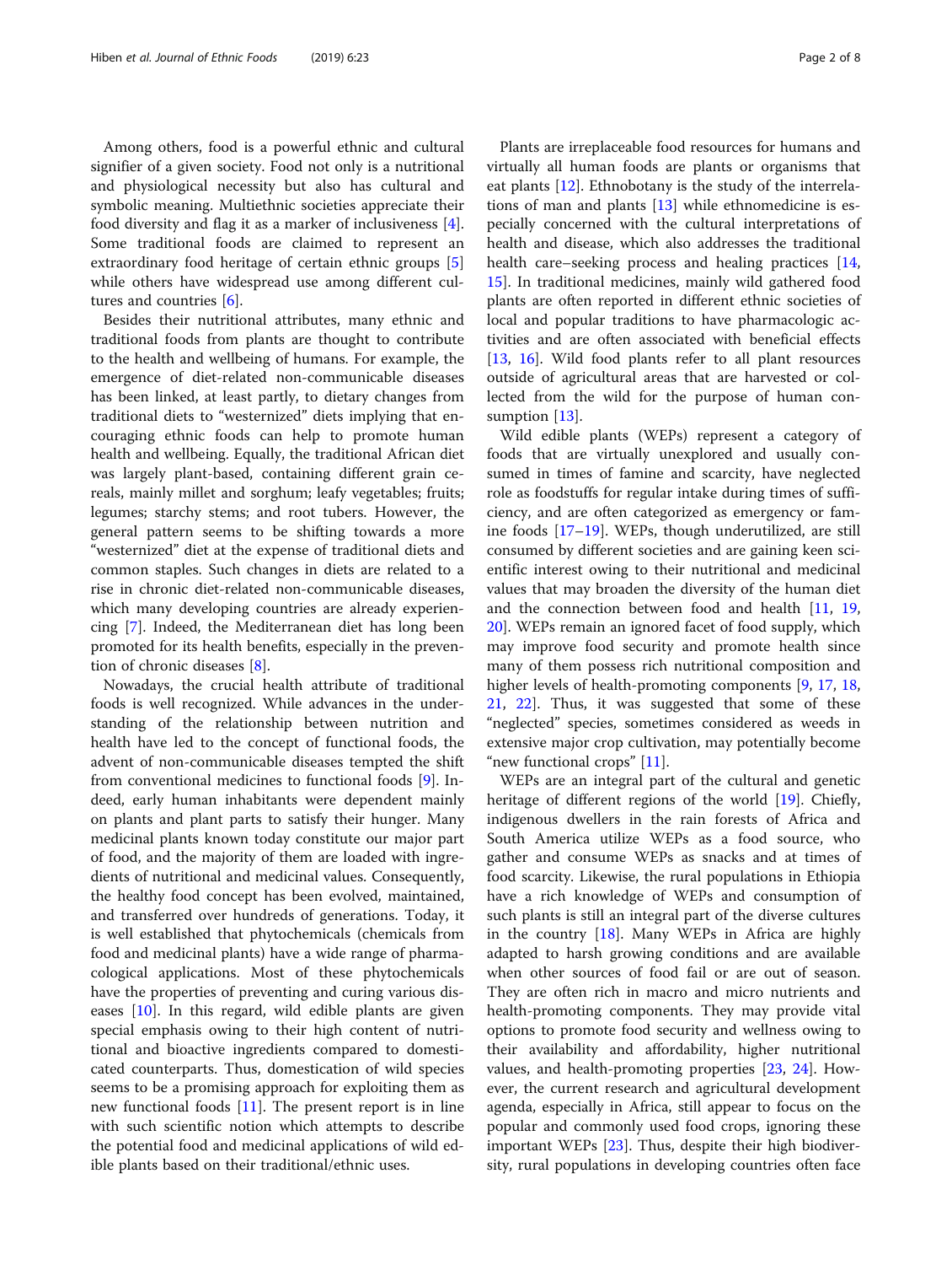Among others, food is a powerful ethnic and cultural signifier of a given society. Food not only is a nutritional and physiological necessity but also has cultural and symbolic meaning. Multiethnic societies appreciate their food diversity and flag it as a marker of inclusiveness [4]. Some traditional foods are claimed to represent an extraordinary food heritage of certain ethnic groups [5] while others have widespread use among different cultures and countries [6].

Besides their nutritional attributes, many ethnic and traditional foods from plants are thought to contribute to the health and wellbeing of humans. For example, the emergence of diet-related non-communicable diseases has been linked, at least partly, to dietary changes from traditional diets to "westernized" diets implying that encouraging ethnic foods can help to promote human health and wellbeing. Equally, the traditional African diet was largely plant-based, containing different grain cereals, mainly millet and sorghum; leafy vegetables; fruits; legumes; starchy stems; and root tubers. However, the general pattern seems to be shifting towards a more "westernized" diet at the expense of traditional diets and common staples. Such changes in diets are related to a rise in chronic diet-related non-communicable diseases, which many developing countries are already experiencing [7]. Indeed, the Mediterranean diet has long been promoted for its health benefits, especially in the prevention of chronic diseases [8].

Nowadays, the crucial health attribute of traditional foods is well recognized. While advances in the understanding of the relationship between nutrition and health have led to the concept of functional foods, the advent of non-communicable diseases tempted the shift from conventional medicines to functional foods [9]. Indeed, early human inhabitants were dependent mainly on plants and plant parts to satisfy their hunger. Many medicinal plants known today constitute our major part of food, and the majority of them are loaded with ingredients of nutritional and medicinal values. Consequently, the healthy food concept has been evolved, maintained, and transferred over hundreds of generations. Today, it is well established that phytochemicals (chemicals from food and medicinal plants) have a wide range of pharmacological applications. Most of these phytochemicals have the properties of preventing and curing various diseases [10]. In this regard, wild edible plants are given special emphasis owing to their high content of nutritional and bioactive ingredients compared to domesticated counterparts. Thus, domestication of wild species seems to be a promising approach for exploiting them as new functional foods [11]. The present report is in line with such scientific notion which attempts to describe the potential food and medicinal applications of wild edible plants based on their traditional/ethnic uses.

Plants are irreplaceable food resources for humans and virtually all human foods are plants or organisms that eat plants [12]. Ethnobotany is the study of the interrelations of man and plants [13] while ethnomedicine is especially concerned with the cultural interpretations of health and disease, which also addresses the traditional health care–seeking process and healing practices [14, 15]. In traditional medicines, mainly wild gathered food plants are often reported in different ethnic societies of local and popular traditions to have pharmacologic activities and are often associated with beneficial effects [13, 16]. Wild food plants refer to all plant resources outside of agricultural areas that are harvested or collected from the wild for the purpose of human consumption [13].

Wild edible plants (WEPs) represent a category of foods that are virtually unexplored and usually consumed in times of famine and scarcity, have neglected role as foodstuffs for regular intake during times of sufficiency, and are often categorized as emergency or famine foods [17–19]. WEPs, though underutilized, are still consumed by different societies and are gaining keen scientific interest owing to their nutritional and medicinal values that may broaden the diversity of the human diet and the connection between food and health [11, 19, 20]. WEPs remain an ignored facet of food supply, which may improve food security and promote health since many of them possess rich nutritional composition and higher levels of health-promoting components [9, 17, 18, 21, 22]. Thus, it was suggested that some of these "neglected" species, sometimes considered as weeds in extensive major crop cultivation, may potentially become "new functional crops" [11].

WEPs are an integral part of the cultural and genetic heritage of different regions of the world [19]. Chiefly, indigenous dwellers in the rain forests of Africa and South America utilize WEPs as a food source, who gather and consume WEPs as snacks and at times of food scarcity. Likewise, the rural populations in Ethiopia have a rich knowledge of WEPs and consumption of such plants is still an integral part of the diverse cultures in the country [18]. Many WEPs in Africa are highly adapted to harsh growing conditions and are available when other sources of food fail or are out of season. They are often rich in macro and micro nutrients and health-promoting components. They may provide vital options to promote food security and wellness owing to their availability and affordability, higher nutritional values, and health-promoting properties [23, 24]. However, the current research and agricultural development agenda, especially in Africa, still appear to focus on the popular and commonly used food crops, ignoring these important WEPs [23]. Thus, despite their high biodiversity, rural populations in developing countries often face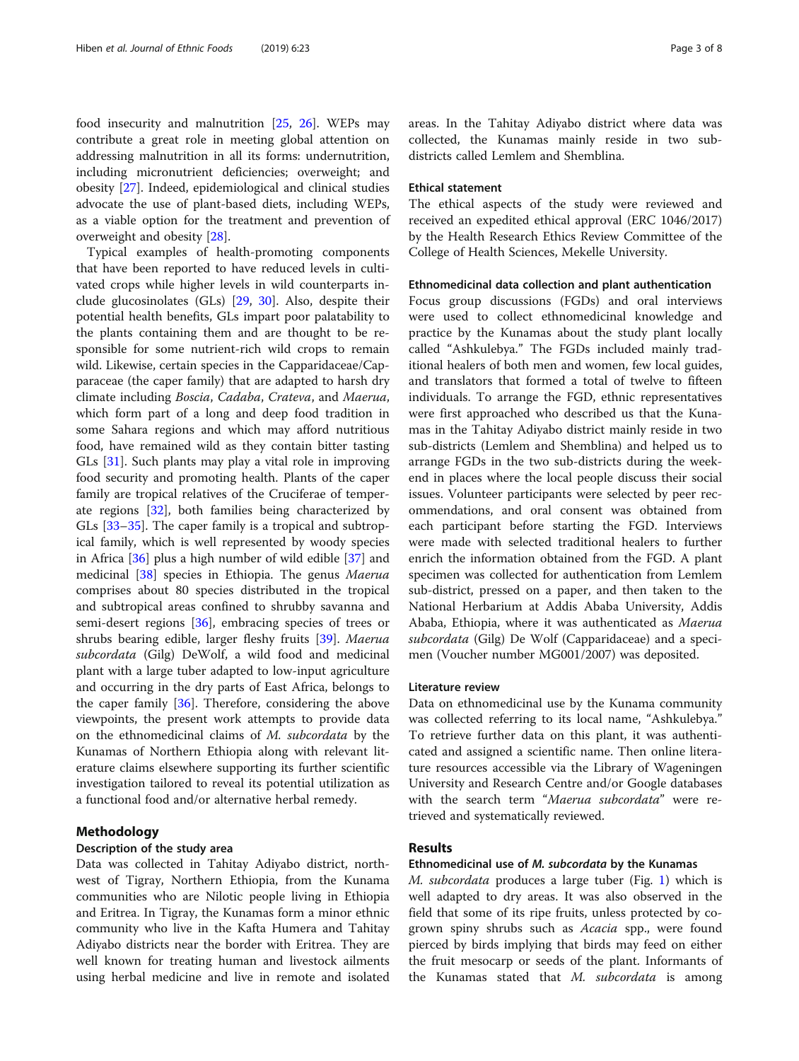food insecurity and malnutrition [25, 26]. WEPs may contribute a great role in meeting global attention on addressing malnutrition in all its forms: undernutrition, including micronutrient deficiencies; overweight; and obesity [27]. Indeed, epidemiological and clinical studies advocate the use of plant-based diets, including WEPs, as a viable option for the treatment and prevention of overweight and obesity [28].

Typical examples of health-promoting components that have been reported to have reduced levels in cultivated crops while higher levels in wild counterparts include glucosinolates (GLs) [29, 30]. Also, despite their potential health benefits, GLs impart poor palatability to the plants containing them and are thought to be responsible for some nutrient-rich wild crops to remain wild. Likewise, certain species in the Capparidaceae/Capparaceae (the caper family) that are adapted to harsh dry climate including *Boscia*, *Cadaba*, *Crateva*, and *Maerua*, which form part of a long and deep food tradition in some Sahara regions and which may afford nutritious food, have remained wild as they contain bitter tasting GLs [31]. Such plants may play a vital role in improving food security and promoting health. Plants of the caper family are tropical relatives of the Cruciferae of temperate regions [32], both families being characterized by GLs [33–35]. The caper family is a tropical and subtropical family, which is well represented by woody species in Africa [36] plus a high number of wild edible [37] and medicinal [38] species in Ethiopia. The genus *Maerua* comprises about 80 species distributed in the tropical and subtropical areas confined to shrubby savanna and semi-desert regions [36], embracing species of trees or shrubs bearing edible, larger fleshy fruits [39]. *Maerua subcordata* (Gilg) DeWolf, a wild food and medicinal plant with a large tuber adapted to low-input agriculture and occurring in the dry parts of East Africa, belongs to the caper family [36]. Therefore, considering the above viewpoints, the present work attempts to provide data on the ethnomedicinal claims of *M. subcordata* by the Kunamas of Northern Ethiopia along with relevant literature claims elsewhere supporting its further scientific investigation tailored to reveal its potential utilization as a functional food and/or alternative herbal remedy.

## Methodology

### Description of the study area

Data was collected in Tahitay Adiyabo district, northwest of Tigray, Northern Ethiopia, from the Kunama communities who are Nilotic people living in Ethiopia and Eritrea. In Tigray, the Kunamas form a minor ethnic community who live in the Kafta Humera and Tahitay Adiyabo districts near the border with Eritrea. They are well known for treating human and livestock ailments using herbal medicine and live in remote and isolated areas. In the Tahitay Adiyabo district where data was collected, the Kunamas mainly reside in two sub-districts called Lemlem and Shemblina.

### Ethical statement

The ethical aspects of the study were reviewed and received an expedited ethical approval (ERC 1046/2017) by the Health Research Ethics Review Committee of the College of Health Sciences, Mekelle University.

### Ethnomedicinal data collection and plant authentication

Focus group discussions (FGDs) and oral interviews were used to collect ethnomedicinal knowledge and practice by the Kunamas about the study plant locally called "Ashkulebya." The FGDs included mainly traditional healers of both men and women, few local guides, and translators that formed a total of twelve to fifteen individuals. To arrange the FGD, ethnic representatives were first approached who described us that the Kunamas in the Tahitay Adiyabo district mainly reside in two sub-districts (Lemlem and Shemblina) and helped us to arrange FGDs in the two sub-districts during the weekend in places where the local people discuss their social issues. Volunteer participants were selected by peer recommendations, and oral consent was obtained from each participant before starting the FGD. Interviews were made with selected traditional healers to further enrich the information obtained from the FGD. A plant specimen was collected for authentication from Lemlem sub-district, pressed on a paper, and then taken to the National Herbarium at Addis Ababa University, Addis Ababa, Ethiopia, where it was authenticated as *Maerua subcordata* (Gilg) De Wolf (Capparidaceae) and a specimen (Voucher number MG001/2007) was deposited.

### Literature review

Data on ethnomedicinal use by the Kunama community was collected referring to its local name, "Ashkulebya." To retrieve further data on this plant, it was authenticated and assigned a scientific name. Then online literature resources accessible via the Library of Wageningen University and Research Centre and/or Google databases with the search term "*Maerua subcordata*" were retrieved and systematically reviewed.

## Results

### Ethnomedicinal use of *M. subcordata* by the Kunamas

*M. subcordata* produces a large tuber (Fig. 1) which is well adapted to dry areas. It was also observed in the field that some of its ripe fruits, unless protected by co-grown spiny shrubs such as *Acacia* spp., were found pierced by birds implying that birds may feed on either the fruit mesocarp or seeds of the plant. Informants of the Kunamas stated that *M. subcordata* is among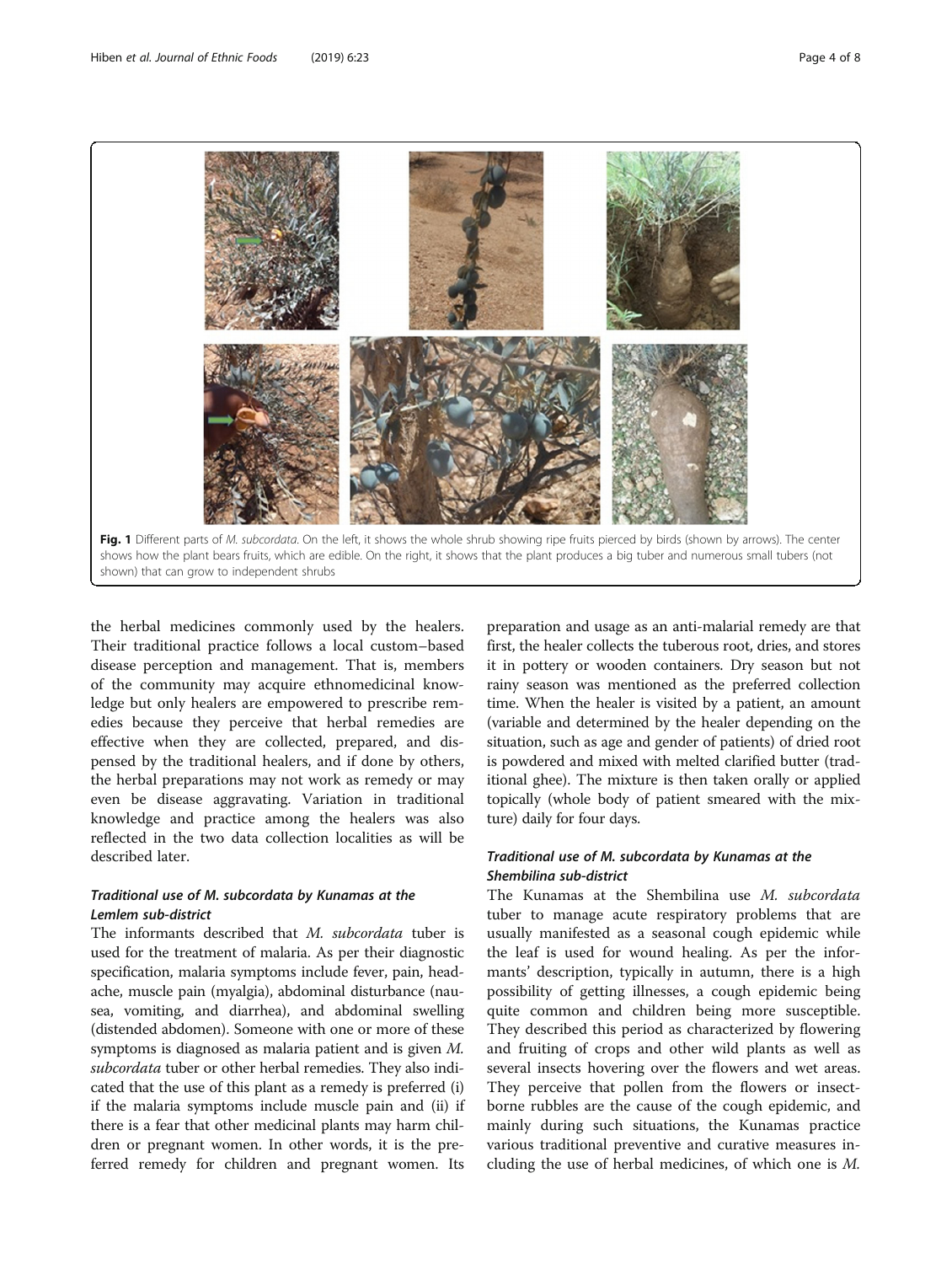Fig. 1 Different parts of *M. subcordata*. On the left, it shows the whole shrub showing ripe fruits pierced by birds (shown by arrows). The center shows how the plant bears fruits, which are edible. On the right, it shows that the plant produces a big tuber and numerous small tubers (not shown) that can grow to independent shrubs

the herbal medicines commonly used by the healers. Their traditional practice follows a local custom–based disease perception and management. That is, members of the community may acquire ethnomedicinal knowledge but only healers are empowered to prescribe remedies because they perceive that herbal remedies are effective when they are collected, prepared, and dispensed by the traditional healers, and if done by others, the herbal preparations may not work as remedy or may even be disease aggravating. Variation in traditional knowledge and practice among the healers was also reflected in the two data collection localities as will be described later.

### *Traditional use of M. subcordata by Kunamas at the Lemlem sub-district*

The informants described that *M. subcordata* tuber is used for the treatment of malaria. As per their diagnostic specification, malaria symptoms include fever, pain, headache, muscle pain (myalgia), abdominal disturbance (nausea, vomiting, and diarrhea), and abdominal swelling (distended abdomen). Someone with one or more of these symptoms is diagnosed as malaria patient and is given *M. subcordata* tuber or other herbal remedies. They also indicated that the use of this plant as a remedy is preferred (i) if the malaria symptoms include muscle pain and (ii) if there is a fear that other medicinal plants may harm children or pregnant women. In other words, it is the preferred remedy for children and pregnant women. Its preparation and usage as an anti-malarial remedy are that first, the healer collects the tuberous root, dries, and stores it in pottery or wooden containers. Dry season but not rainy season was mentioned as the preferred collection time. When the healer is visited by a patient, an amount (variable and determined by the healer depending on the situation, such as age and gender of patients) of dried root is powdered and mixed with melted clarified butter (traditional ghee). The mixture is then taken orally or applied topically (whole body of patient smeared with the mixture) daily for four days.

### *Traditional use of M. subcordata by Kunamas at the Shembilina sub-district*

The Kunamas at the Shembilina use *M. subcordata* tuber to manage acute respiratory problems that are usually manifested as a seasonal cough epidemic while the leaf is used for wound healing. As per the informants' description, typically in autumn, there is a high possibility of getting illnesses, a cough epidemic being quite common and children being more susceptible. They described this period as characterized by flowering and fruiting of crops and other wild plants as well as several insects hovering over the flowers and wet areas. They perceive that pollen from the flowers or insect-borne rubbles are the cause of the cough epidemic, and mainly during such situations, the Kunamas practice various traditional preventive and curative measures including the use of herbal medicines, of which one is *M.*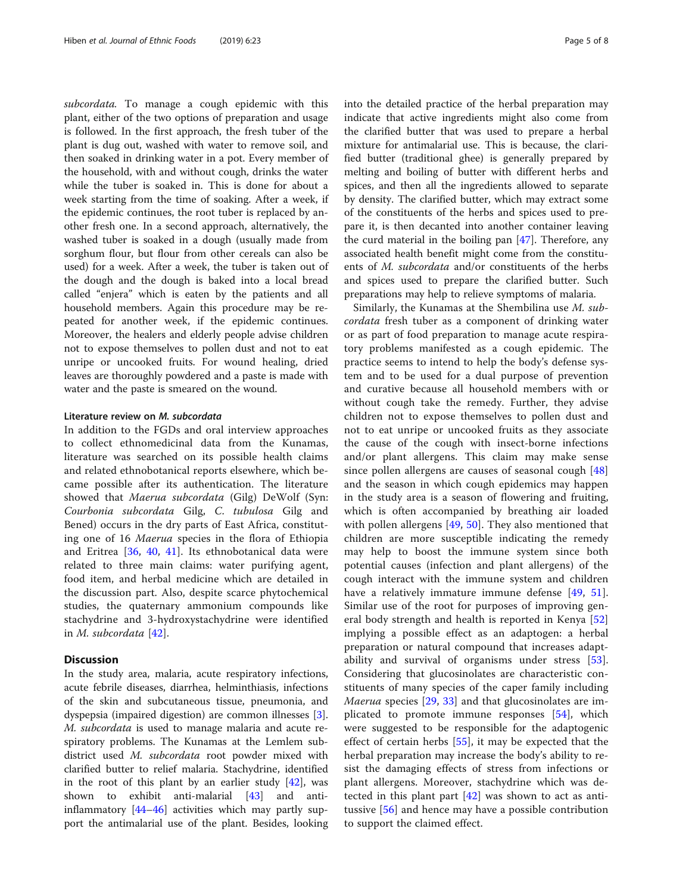*subcordata*. To manage a cough epidemic with this plant, either of the two options of preparation and usage is followed. In the first approach, the fresh tuber of the plant is dug out, washed with water to remove soil, and then soaked in drinking water in a pot. Every member of the household, with and without cough, drinks the water while the tuber is soaked in. This is done for about a week starting from the time of soaking. After a week, if the epidemic continues, the root tuber is replaced by another fresh one. In a second approach, alternatively, the washed tuber is soaked in a dough (usually made from sorghum flour, but flour from other cereals can also be used) for a week. After a week, the tuber is taken out of the dough and the dough is baked into a local bread called "enjera" which is eaten by the patients and all household members. Again this procedure may be repeated for another week, if the epidemic continues. Moreover, the healers and elderly people advise children not to expose themselves to pollen dust and not to eat unripe or uncooked fruits. For wound healing, dried leaves are thoroughly powdered and a paste is made with water and the paste is smeared on the wound.

### Literature review on *M. subcordata*

In addition to the FGDs and oral interview approaches to collect ethnomedicinal data from the Kunamas, literature was searched on its possible health claims and related ethnobotanical reports elsewhere, which became possible after its authentication. The literature showed that *Maerua subcordata* (Gilg) DeWolf (Syn: *Courbonia subcordata* Gilg, *C. tubulosa* Gilg and Bened) occurs in the dry parts of East Africa, constituting one of 16 *Maerua* species in the flora of Ethiopia and Eritrea [36, 40, 41]. Its ethnobotanical data were related to three main claims: water purifying agent, food item, and herbal medicine which are detailed in the discussion part. Also, despite scarce phytochemical studies, the quaternary ammonium compounds like stachydrine and 3-hydroxystachydrine were identified in *M. subcordata* [42].

## Discussion

In the study area, malaria, acute respiratory infections, acute febrile diseases, diarrhea, helminthiasis, infections of the skin and subcutaneous tissue, pneumonia, and dyspepsia (impaired digestion) are common illnesses [3]. *M. subcordata* is used to manage malaria and acute respiratory problems. The Kunamas at the Lemlem subdistrict used *M. subcordata* root powder mixed with clarified butter to relief malaria. Stachydrine, identified in the root of this plant by an earlier study [42], was shown to exhibit anti-malarial [43] and anti-inflammatory [44–46] activities which may partly support the antimalarial use of the plant. Besides, looking into the detailed practice of the herbal preparation may indicate that active ingredients might also come from the clarified butter that was used to prepare a herbal mixture for antimalarial use. This is because, the clarified butter (traditional ghee) is generally prepared by melting and boiling of butter with different herbs and spices, and then all the ingredients allowed to separate by density. The clarified butter, which may extract some of the constituents of the herbs and spices used to prepare it, is then decanted into another container leaving the curd material in the boiling pan [47]. Therefore, any associated health benefit might come from the constituents of *M. subcordata* and/or constituents of the herbs and spices used to prepare the clarified butter. Such preparations may help to relieve symptoms of malaria.

Similarly, the Kunamas at the Shembilina use *M. subcordata* fresh tuber as a component of drinking water or as part of food preparation to manage acute respiratory problems manifested as a cough epidemic. The practice seems to intend to help the body's defense system and to be used for a dual purpose of prevention and curative because all household members with or without cough take the remedy. Further, they advise children not to expose themselves to pollen dust and not to eat unripe or uncooked fruits as they associate the cause of the cough with insect-borne infections and/or plant allergens. This claim may make sense since pollen allergens are causes of seasonal cough [48] and the season in which cough epidemics may happen in the study area is a season of flowering and fruiting, which is often accompanied by breathing air loaded with pollen allergens [49, 50]. They also mentioned that children are more susceptible indicating the remedy may help to boost the immune system since both potential causes (infection and plant allergens) of the cough interact with the immune system and children have a relatively immature immune defense [49, 51]. Similar use of the root for purposes of improving general body strength and health is reported in Kenya [52] implying a possible effect as an adaptogen: a herbal preparation or natural compound that increases adaptability and survival of organisms under stress [53]. Considering that glucosinolates are characteristic constituents of many species of the caper family including *Maerua* species [29, 33] and that glucosinolates are implicated to promote immune responses [54], which were suggested to be responsible for the adaptogenic effect of certain herbs [55], it may be expected that the herbal preparation may increase the body's ability to resist the damaging effects of stress from infections or plant allergens. Moreover, stachydrine which was detected in this plant part [42] was shown to act as antitussive [56] and hence may have a possible contribution to support the claimed effect.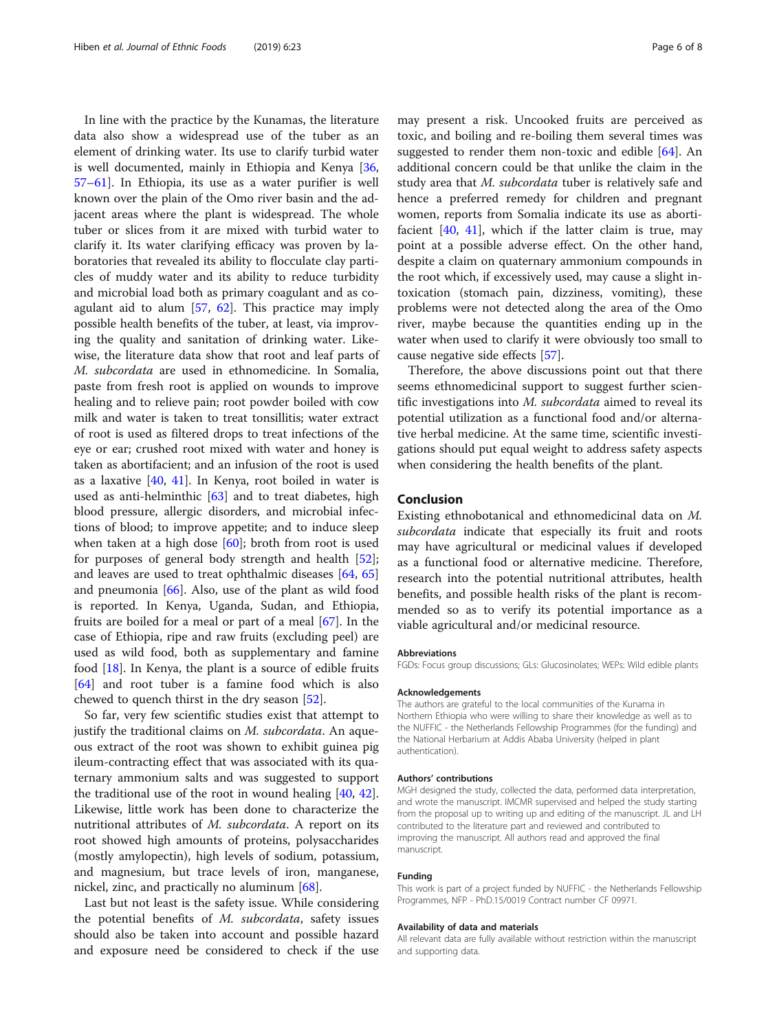In line with the practice by the Kunamas, the literature data also show a widespread use of the tuber as an element of drinking water. Its use to clarify turbid water is well documented, mainly in Ethiopia and Kenya [36, 57–61]. In Ethiopia, its use as a water purifier is well known over the plain of the Omo river basin and the adjacent areas where the plant is widespread. The whole tuber or slices from it are mixed with turbid water to clarify it. Its water clarifying efficacy was proven by laboratories that revealed its ability to flocculate clay particles of muddy water and its ability to reduce turbidity and microbial load both as primary coagulant and as coagulant aid to alum [57, 62]. This practice may imply possible health benefits of the tuber, at least, via improving the quality and sanitation of drinking water. Likewise, the literature data show that root and leaf parts of *M. subcordata* are used in ethnomedicine. In Somalia, paste from fresh root is applied on wounds to improve healing and to relieve pain; root powder boiled with cow milk and water is taken to treat tonsillitis; water extract of root is used as filtered drops to treat infections of the eye or ear; crushed root mixed with water and honey is taken as abortifacient; and an infusion of the root is used as a laxative [40, 41]. In Kenya, root boiled in water is used as anti-helminthic [63] and to treat diabetes, high blood pressure, allergic disorders, and microbial infections of blood; to improve appetite; and to induce sleep when taken at a high dose [60]; broth from root is used for purposes of general body strength and health [52]; and leaves are used to treat ophthalmic diseases [64, 65] and pneumonia [66]. Also, use of the plant as wild food is reported. In Kenya, Uganda, Sudan, and Ethiopia, fruits are boiled for a meal or part of a meal [67]. In the case of Ethiopia, ripe and raw fruits (excluding peel) are used as wild food, both as supplementary and famine food [18]. In Kenya, the plant is a source of edible fruits [64] and root tuber is a famine food which is also chewed to quench thirst in the dry season [52].

So far, very few scientific studies exist that attempt to justify the traditional claims on *M. subcordata*. An aqueous extract of the root was shown to exhibit guinea pig ileum-contracting effect that was associated with its quaternary ammonium salts and was suggested to support the traditional use of the root in wound healing [40, 42]. Likewise, little work has been done to characterize the nutritional attributes of *M. subcordata*. A report on its root showed high amounts of proteins, polysaccharides (mostly amylopectin), high levels of sodium, potassium, and magnesium, but trace levels of iron, manganese, nickel, zinc, and practically no aluminum [68].

Last but not least is the safety issue. While considering the potential benefits of *M. subcordata*, safety issues should also be taken into account and possible hazard and exposure need be considered to check if the use may present a risk. Uncooked fruits are perceived as toxic, and boiling and re-boiling them several times was suggested to render them non-toxic and edible [64]. An additional concern could be that unlike the claim in the study area that *M. subcordata* tuber is relatively safe and hence a preferred remedy for children and pregnant women, reports from Somalia indicate its use as abortifacient [40, 41], which if the latter claim is true, may point at a possible adverse effect. On the other hand, despite a claim on quaternary ammonium compounds in the root which, if excessively used, may cause a slight intoxication (stomach pain, dizziness, vomiting), these problems were not detected along the area of the Omo river, maybe because the quantities ending up in the water when used to clarify it were obviously too small to cause negative side effects [57].

Therefore, the above discussions point out that there seems ethnomedicinal support to suggest further scientific investigations into *M. subcordata* aimed to reveal its potential utilization as a functional food and/or alternative herbal medicine. At the same time, scientific investigations should put equal weight to address safety aspects when considering the health benefits of the plant.

## Conclusion

Existing ethnobotanical and ethnomedicinal data on *M. subcordata* indicate that especially its fruit and roots may have agricultural or medicinal values if developed as a functional food or alternative medicine. Therefore, research into the potential nutritional attributes, health benefits, and possible health risks of the plant is recommended so as to verify its potential importance as a viable agricultural and/or medicinal resource.

#### Abbreviations

FGDs: Focus group discussions; GLs: Glucosinolates; WEPs: Wild edible plants

#### Acknowledgements

The authors are grateful to the local communities of the Kunama in Northern Ethiopia who were willing to share their knowledge as well as to the NUFFIC - the Netherlands Fellowship Programmes (for the funding) and the National Herbarium at Addis Ababa University (helped in plant authentication).

#### Authors' contributions

MGH designed the study, collected the data, performed data interpretation, and wrote the manuscript. IMCMR supervised and helped the study starting from the proposal up to writing up and editing of the manuscript. JL and LH contributed to the literature part and reviewed and contributed to improving the manuscript. All authors read and approved the final manuscript.

#### Funding

This work is part of a project funded by NUFFIC - the Netherlands Fellowship Programmes, NFP - PhD.15/0019 Contract number CF 09971.

#### Availability of data and materials

All relevant data are fully available without restriction within the manuscript and supporting data.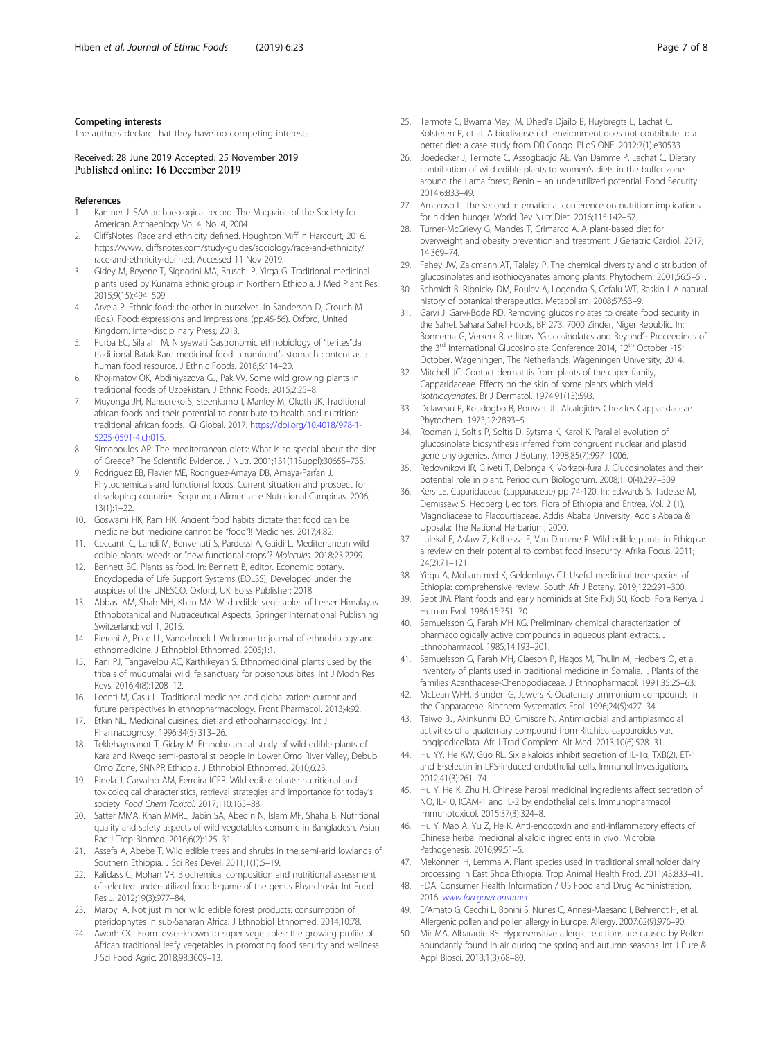## Competing interests

The authors declare that they have no competing interests.

Received: 28 June 2019 Accepted: 25 November 2019
Published online: 16 December 2019

## References

1. Kantner J. SAA archaeological record. The Magazine of the Society for American Archaeology Vol 4, No. 4, 2004.
2. CliffsNotes. Race and ethnicity defined. Houghton Mifflin Harcourt, 2016. https://www. cliffsnotes.com/study-guides/sociology/race-and-ethnicity/race-and-ethnicity-defined. Accessed 11 Nov 2019.
3. Gidey M, Beyene T, Signorini MA, Bruschi P, Yirga G. Traditional medicinal plants used by Kunama ethnic group in Northern Ethiopia. J Med Plant Res. 2015;9(15):494–509.
4. Arvela P. Ethnic food: the other in ourselves. In Sanderson D, Crouch M (Eds.), Food: expressions and impressions (pp.45-56). Oxford, United Kingdom: Inter-disciplinary Press; 2013.
5. Purba EC, Silalahi M. Nisyawati Gastronomic ethnobiology of "terites"da traditional Batak Karo medicinal food: a ruminant's stomach content as a human food resource. J Ethnic Foods. 2018;5:114–20.
6. Khojimatov OK, Abdiniyazova GJ, Pak VV. Some wild growing plants in traditional foods of Uzbekistan. J Ethnic Foods. 2015;2:25–8.
7. Muyonga JH, Nansereko S, Steenkamp I, Manley M, Okoth JK. Traditional african foods and their potential to contribute to health and nutrition: traditional african foods. IGI Global. 2017. https://doi.org/10.4018/978-1-5225-0591-4.ch015.
8. Simopoulos AP. The mediterranean diets: What is so special about the diet of Greece? The Scientific Evidence. J Nutr. 2001;131(11Suppl):3065S–73S.
9. Rodriguez EB, Flavier ME, Rodriguez-Amaya DB, Amaya-Farfan J. Phytochemicals and functional foods. Current situation and prospect for developing countries. Segurança Alimentar e Nutricional Campinas. 2006; 13(1):1–22.
10. Goswami HK, Ram HK. Ancient food habits dictate that food can be medicine but medicine cannot be "food"!! Medicines. 2017;4:82.
11. Ceccanti C, Landi M, Benvenuti S, Pardossi A, Guidi L. Mediterranean wild edible plants: weeds or "new functional crops"? *Molecules*. 2018;23:2299.
12. Bennett BC. Plants as food. In: Bennett B, editor. Economic botany. Encyclopedia of Life Support Systems (EOLSS); Developed under the auspices of the UNESCO. Oxford, UK: Eolss Publisher; 2018.
13. Abbasi AM, Shah MH, Khan MA. Wild edible vegetables of Lesser Himalayas. Ethnobotanical and Nutraceutical Aspects, Springer International Publishing Switzerland; vol 1, 2015.
14. Pieroni A, Price LL, Vandebroek I. Welcome to journal of ethnobiology and ethnomedicine. J Ethnobiol Ethnomed. 2005;1:1.
15. Rani PJ, Tangavelou AC, Karthikeyan S. Ethnomedicinal plants used by the tribals of mudumalai wildlife sanctuary for poisonous bites. Int J Modn Res Revs. 2016;4(8):1208–12.
16. Leonti M, Casu L. Traditional medicines and globalization: current and future perspectives in ethnopharmacology. Front Pharmacol. 2013;4:92.
17. Etkin NL. Medicinal cuisines: diet and ethopharmacology. Int J Pharmacognosy. 1996;34(5):313–26.
18. Teklehaymanot T, Giday M. Ethnobotanical study of wild edible plants of Kara and Kwego semi-pastoralist people in Lower Omo River Valley, Debub Omo Zone, SNNPR Ethiopia. J Ethnobiol Ethnomed. 2010;6:23.
19. Pinela J, Carvalho AM, Ferreira ICFR. Wild edible plants: nutritional and toxicological characteristics, retrieval strategies and importance for today's society. *Food Chem Toxicol*. 2017;110:165–88.
20. Satter MMA, Khan MMRL, Jabin SA, Abedin N, Islam MF, Shaha B. Nutritional quality and safety aspects of wild vegetables consume in Bangladesh. Asian Pac J Trop Biomed. 2016;6(2):125–31.
21. Assefa A, Abebe T. Wild edible trees and shrubs in the semi-arid lowlands of Southern Ethiopia. J Sci Res Devel. 2011;1(1):5–19.
22. Kalidass C, Mohan VR. Biochemical composition and nutritional assessment of selected under-utilized food legume of the genus Rhynchosia. Int Food Res J. 2012;19(3):977–84.
23. Maroyi A. Not just minor wild edible forest products: consumption of pteridophytes in sub-Saharan Africa. J Ethnobiol Ethnomed. 2014;10:78.
24. Aworh OC. From lesser-known to super vegetables: the growing profile of African traditional leafy vegetables in promoting food security and wellness. J Sci Food Agric. 2018;98:3609–13.
25. Termote C, Bwama Meyi M, Dhed'a Djailo B, Huybregts L, Lachat C, Kolsteren P, et al. A biodiverse rich environment does not contribute to a better diet: a case study from DR Congo. PLoS ONE. 2012;7(1):e30533.
26. Boedecker J, Termote C, Assogbadjo AE, Van Damme P, Lachat C. Dietary contribution of wild edible plants to women's diets in the buffer zone around the Lama forest, Benin – an underutilized potential. Food Security. 2014;6:833–49.
27. Amoroso L. The second international conference on nutrition: implications for hidden hunger. World Rev Nutr Diet. 2016;115:142–52.
28. Turner-McGrievy G, Mandes T, Crimarco A. A plant-based diet for overweight and obesity prevention and treatment. J Geriatric Cardiol. 2017; 14:369–74.
29. Fahey JW, Zalcmann AT, Talalay P. The chemical diversity and distribution of glucosinolates and isothiocyanates among plants. Phytochem. 2001;56:5–51.
30. Schmidt B, Ribnicky DM, Poulev A, Logendra S, Cefalu WT, Raskin I. A natural history of botanical therapeutics. Metabolism. 2008;57:S3–9.
31. Garvi J, Garvi-Bode RD. Removing glucosinolates to create food security in the Sahel. Sahara Sahel Foods, BP 273, 7000 Zinder, Niger Republic. In: Bonnema G, Verkerk R, editors. "Glucosinolates and Beyond"- Proceedings of the 3rd International Glucosinolate Conference 2014, 12th October -15th October. Wageningen, The Netherlands: Wageningen University; 2014.
32. Mitchell JC. Contact dermatitis from plants of the caper family, Capparidaceae. Effects on the skin of some plants which yield *isothiocyanates*. Br J Dermatol. 1974;91(13):593.
33. Delaveau P, Koudogbo B, Pousset JL. Alcalojides Chez les Capparidaceae. Phytochem. 1973;12:2893–5.
34. Rodman J, Soltis P, Soltis D, Sytsma K, Karol K. Parallel evolution of glucosinolate biosynthesis inferred from congruent nuclear and plastid gene phylogenies. Amer J Botany. 1998;85(7):997–1006.
35. Redovnikovi IR, Gliveti T, Delonga K, Vorkapi-fura J. Glucosinolates and their potential role in plant. Periodicum Biologorum. 2008;110(4):297–309.
36. Kers LE. Caparidaceae (capparaceae) pp 74-120. In: Edwards S, Tadesse M, Demissew S, Hedberg I, editors. Flora of Ethiopia and Eritrea, Vol. 2 (1), Magnoliaceae to Flacourtiaceae. Addis Ababa University, Addis Ababa & Uppsala: The National Herbarium; 2000.
37. Lulekal E, Asfaw Z, Kelbessa E, Van Damme P. Wild edible plants in Ethiopia: a review on their potential to combat food insecurity. Afrika Focus. 2011; 24(2):71–121.
38. Yirgu A, Mohammed K, Geldenhuys CJ. Useful medicinal tree species of Ethiopia: comprehensive review. South Afr J Botany. 2019;122:291–300.
39. Sept JM. Plant foods and early hominids at Site FxJj 50, Koobi Fora Kenya. J Human Evol. 1986;15:751–70.
40. Samuelsson G, Farah MH KG. Preliminary chemical characterization of pharmacologically active compounds in aqueous plant extracts. J Ethnopharmacol. 1985;14:193–201.
41. Samuelsson G, Farah MH, Claeson P, Hagos M, Thulin M, Hedbers O, et al. Inventory of plants used in traditional medicine in Somalia. I. Plants of the families Acanthaceae-Chenopodiaceae. J Ethnopharmacol. 1991;35:25–63.
42. McLean WFH, Blunden G, Jewers K. Quatenary ammonium compounds in the Capparaceae. Biochem Systematics Ecol. 1996;24(5):427–34.
43. Taiwo BJ, Akinkunmi EO, Omisore N. Antimicrobial and antiplasmodial activities of a quaternary compound from Ritchiea capparoides var. longipedicellata. Afr J Trad Complem Alt Med. 2013;10(6):528–31.
44. Hu YY, He KW, Guo RL. Six alkaloids inhibit secretion of IL-1α, TXB(2), ET-1 and E-selectin in LPS-induced endothelial cells. Immunol Investigations. 2012;41(3):261–74.
45. Hu Y, He K, Zhu H. Chinese herbal medicinal ingredients affect secretion of NO, IL-10, ICAM-1 and IL-2 by endothelial cells. Immunopharmacol Immunotoxicol. 2015;37(3):324–8.
46. Hu Y, Mao A, Yu Z, He K. Anti-endotoxin and anti-inflammatory effects of Chinese herbal medicinal alkaloid ingredients in vivo. Microbial Pathogenesis. 2016;99:51–5.
47. Mekonnen H, Lemma A. Plant species used in traditional smallholder dairy processing in East Shoa Ethiopia. Trop Animal Health Prod. 2011;43:833–41.
48. FDA. Consumer Health Information / US Food and Drug Administration, 2016. *www.fda.gov/consumer*
49. D'Amato G, Cecchi L, Bonini S, Nunes C, Annesi-Maesano I, Behrendt H, et al. Allergenic pollen and pollen allergy in Europe. Allergy. 2007;62(9):976–90.
50. Mir MA, Albaradie RS. Hypersensitive allergic reactions are caused by Pollen abundantly found in air during the spring and autumn seasons. Int J Pure & Appl Biosci. 2013;1(3):68–80.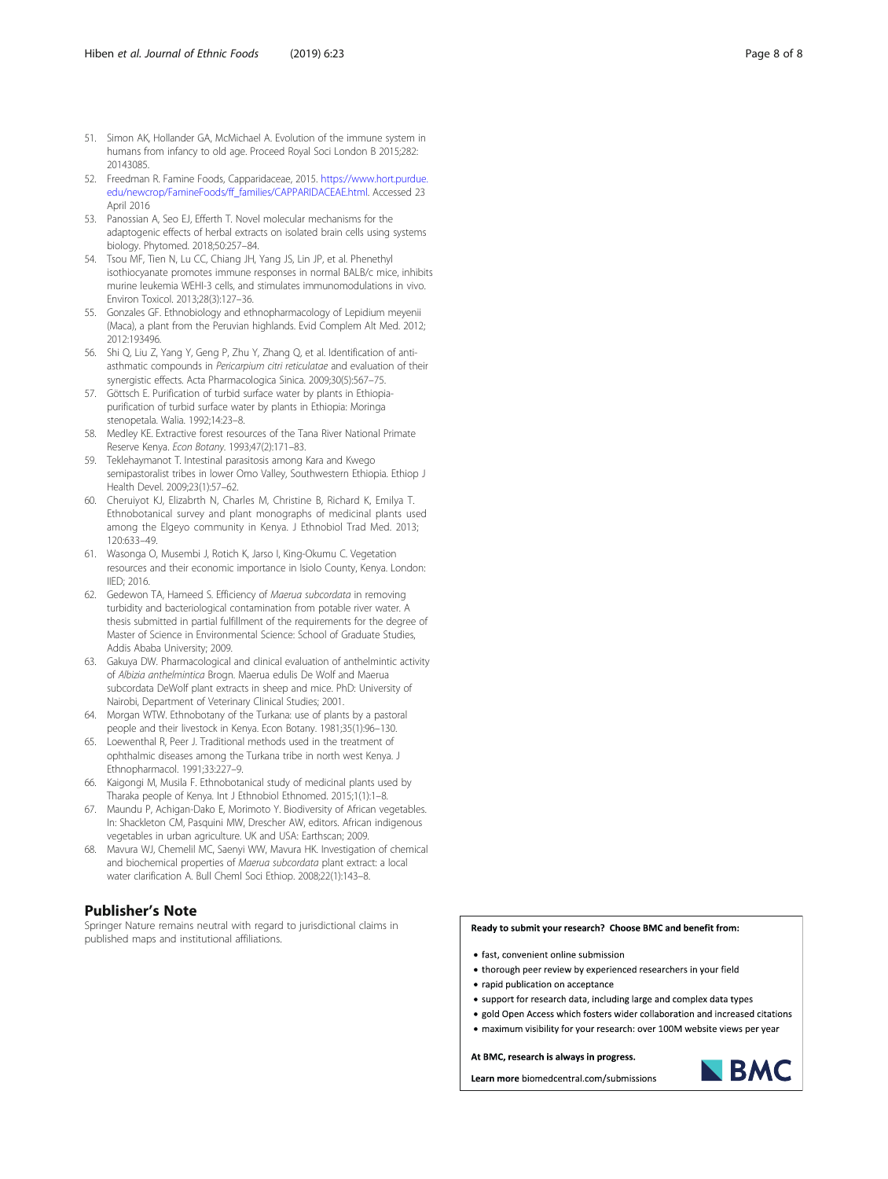51. Simon AK, Hollander GA, McMichael A. Evolution of the immune system in humans from infancy to old age. Proceed Royal Soci London B 2015;282: 20143085.
52. Freedman R. Famine Foods, Capparidaceae, 2015. https://www.hort.purdue.edu/newcrop/FamineFoods/ff_families/CAPPARIDACEAE.html. Accessed 23 April 2016
53. Panossian A, Seo EJ, Efferth T. Novel molecular mechanisms for the adaptogenic effects of herbal extracts on isolated brain cells using systems biology. Phytomed. 2018;50:257–84.
54. Tsou MF, Tien N, Lu CC, Chiang JH, Yang JS, Lin JP, et al. Phenethyl isothiocyanate promotes immune responses in normal BALB/c mice, inhibits murine leukemia WEHI-3 cells, and stimulates immunomodulations in vivo. Environ Toxicol. 2013;28(3):127–36.
55. Gonzales GF. Ethnobiology and ethnopharmacology of Lepidium meyenii (Maca), a plant from the Peruvian highlands. Evid Complem Alt Med. 2012; 2012:193496.
56. Shi Q, Liu Z, Yang Y, Geng P, Zhu Y, Zhang Q, et al. Identification of anti-asthmatic compounds in *Pericarpium citri reticulatae* and evaluation of their synergistic effects. Acta Pharmacologica Sinica. 2009;30(5):567–75.
57. Göttsch E. Purification of turbid surface water by plants in Ethiopia-purification of turbid surface water by plants in Ethiopia: Moringa stenopetala. Walia. 1992;14:23–8.
58. Medley KE. Extractive forest resources of the Tana River National Primate Reserve Kenya. *Econ Botany*. 1993;47(2):171–83.
59. Teklehaymanot T. Intestinal parasitosis among Kara and Kwego semipastoralist tribes in lower Omo Valley, Southwestern Ethiopia. Ethiop J Health Devel. 2009;23(1):57–62.
60. Cheruiyot KJ, Elizabrth N, Charles M, Christine B, Richard K, Emilya T. Ethnobotanical survey and plant monographs of medicinal plants used among the Elgeyo community in Kenya. J Ethnobiol Trad Med. 2013; 120:633–49.
61. Wasonga O, Musembi J, Rotich K, Jarso I, King-Okumu C. Vegetation resources and their economic importance in Isiolo County, Kenya. London: IIED; 2016.
62. Gedewon TA, Hameed S. Efficiency of *Maerua subcordata* in removing turbidity and bacteriological contamination from potable river water. A thesis submitted in partial fulfillment of the requirements for the degree of Master of Science in Environmental Science: School of Graduate Studies, Addis Ababa University; 2009.
63. Gakuya DW. Pharmacological and clinical evaluation of anthelmintic activity of *Albizia anthelmintica* Brogn. Maerua edulis De Wolf and Maerua subcordata DeWolf plant extracts in sheep and mice. PhD: University of Nairobi, Department of Veterinary Clinical Studies; 2001.
64. Morgan WTW. Ethnobotany of the Turkana: use of plants by a pastoral people and their livestock in Kenya. Econ Botany. 1981;35(1):96–130.
65. Loewenthal R, Peer J. Traditional methods used in the treatment of ophthalmic diseases among the Turkana tribe in north west Kenya. J Ethnopharmacol. 1991;33:227–9.
66. Kaigongi M, Musila F. Ethnobotanical study of medicinal plants used by Tharaka people of Kenya. Int J Ethnobiol Ethnomed. 2015;1(1):1–8.
67. Maundu P, Achigan-Dako E, Morimoto Y. Biodiversity of African vegetables. In: Shackleton CM, Pasquini MW, Drescher AW, editors. African indigenous vegetables in urban agriculture. UK and USA: Earthscan; 2009.
68. Mavura WJ, Chemelil MC, Saenyi WW, Mavura HK. Investigation of chemical and biochemical properties of *Maerua subcordata* plant extract: a local water clarification A. Bull Cheml Soci Ethiop. 2008;22(1):143–8.

## Publisher's Note

Springer Nature remains neutral with regard to jurisdictional claims in published maps and institutional affiliations.

**Ready to submit your research? Choose BMC and benefit from:**

- fast, convenient online submission
- thorough peer review by experienced researchers in your field
- rapid publication on acceptance
- support for research data, including large and complex data types
- gold Open Access which fosters wider collaboration and increased citations
- maximum visibility for your research: over 100M website views per year

**At BMC, research is always in progress.**

**Learn more** biomedcentral.com/submissions

BMC